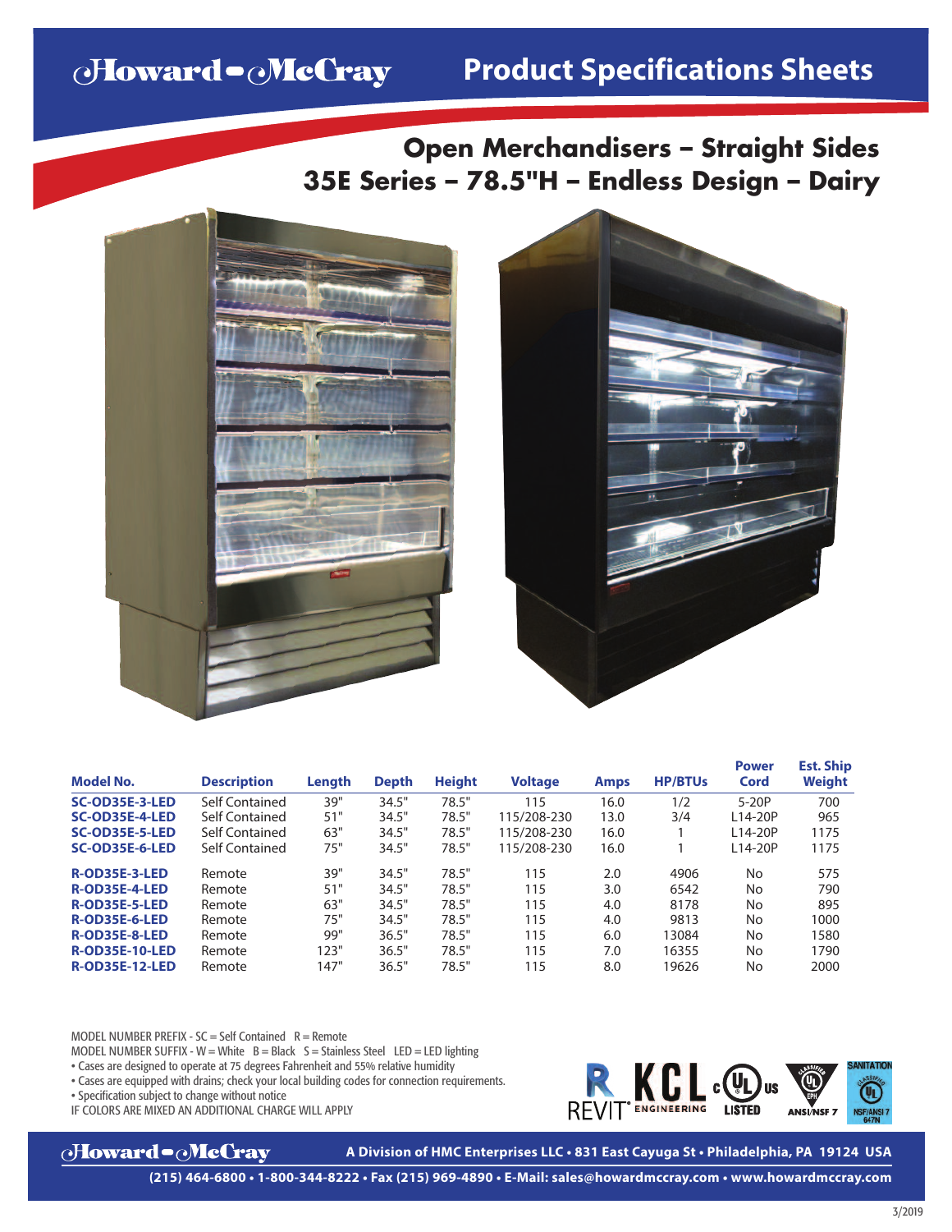# Howard-McCray Product Specifications Sheets

## Open Merchandisers – Straight Sides
## 35E Series – 78.5"H – Endless Design – Dairy

| Model No. | Description | Length | Depth | Height | Voltage | Amps | HP/BTUs | Power Cord | Est. Ship Weight |
|---|---|---|---|---|---|---|---|---|---|
| **SC-OD35E-3-LED** | Self Contained | 39" | 34.5" | 78.5" | 115 | 16.0 | 1/2 | 5-20P | 700 |
| **SC-OD35E-4-LED** | Self Contained | 51" | 34.5" | 78.5" | 115/208-230 | 13.0 | 3/4 | L14-20P | 965 |
| **SC-OD35E-5-LED** | Self Contained | 63" | 34.5" | 78.5" | 115/208-230 | 16.0 | 1 | L14-20P | 1175 |
| **SC-OD35E-6-LED** | Self Contained | 75" | 34.5" | 78.5" | 115/208-230 | 16.0 | 1 | L14-20P | 1175 |
| **R-OD35E-3-LED** | Remote | 39" | 34.5" | 78.5" | 115 | 2.0 | 4906 | No | 575 |
| **R-OD35E-4-LED** | Remote | 51" | 34.5" | 78.5" | 115 | 3.0 | 6542 | No | 790 |
| **R-OD35E-5-LED** | Remote | 63" | 34.5" | 78.5" | 115 | 4.0 | 8178 | No | 895 |
| **R-OD35E-6-LED** | Remote | 75" | 34.5" | 78.5" | 115 | 4.0 | 9813 | No | 1000 |
| **R-OD35E-8-LED** | Remote | 99" | 36.5" | 78.5" | 115 | 6.0 | 13084 | No | 1580 |
| **R-OD35E-10-LED** | Remote | 123" | 36.5" | 78.5" | 115 | 7.0 | 16355 | No | 1790 |
| **R-OD35E-12-LED** | Remote | 147" | 36.5" | 78.5" | 115 | 8.0 | 19626 | No | 2000 |

MODEL NUMBER PREFIX - SC = Self Contained R = Remote
MODEL NUMBER SUFFIX - W = White B = Black S = Stainless Steel LED = LED lighting

- Cases are designed to operate at 75 degrees Fahrenheit and 55% relative humidity
- Cases are equipped with drains; check your local building codes for connection requirements.
- Specification subject to change without notice

IF COLORS ARE MIXED AN ADDITIONAL CHARGE WILL APPLY

REVIT® KCL ENGINEERING c UL us LISTED ANSI/NSF 7 SANITATION NSF/ANSI 7 647N

**Howard-McCray** A Division of HMC Enterprises LLC • 831 East Cayuga St • Philadelphia, PA 19124 USA
(215) 464-6800 • 1-800-344-8222 • Fax (215) 969-4890 • E-Mail: sales@howardmccray.com • www.howardmccray.com

3/2019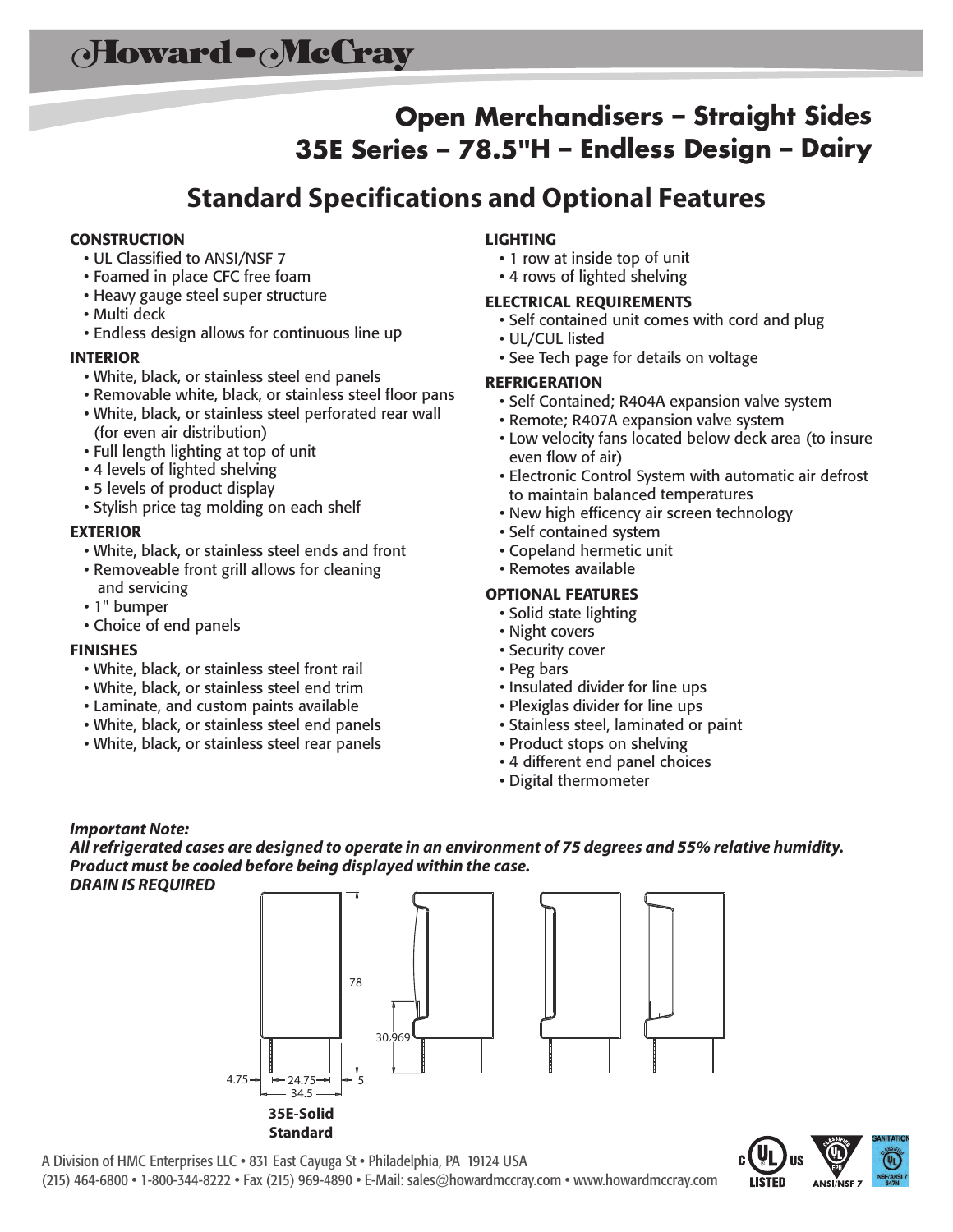# Howard-McCray

## Open Merchandisers – Straight Sides
## 35E Series – 78.5"H – Endless Design – Dairy

## Standard Specifications and Optional Features

### CONSTRUCTION
- UL Classified to ANSI/NSF 7
- Foamed in place CFC free foam
- Heavy gauge steel super structure
- Multi deck
- Endless design allows for continuous line up

### INTERIOR
- White, black, or stainless steel end panels
- Removable white, black, or stainless steel floor pans
- White, black, or stainless steel perforated rear wall (for even air distribution)
- Full length lighting at top of unit
- 4 levels of lighted shelving
- 5 levels of product display
- Stylish price tag molding on each shelf

### EXTERIOR
- White, black, or stainless steel ends and front
- Removeable front grill allows for cleaning and servicing
- 1" bumper
- Choice of end panels

### FINISHES
- White, black, or stainless steel front rail
- White, black, or stainless steel end trim
- Laminate, and custom paints available
- White, black, or stainless steel end panels
- White, black, or stainless steel rear panels

### LIGHTING
- 1 row at inside top of unit
- 4 rows of lighted shelving

### ELECTRICAL REQUIREMENTS
- Self contained unit comes with cord and plug
- UL/CUL listed
- See Tech page for details on voltage

### REFRIGERATION
- Self Contained; R404A expansion valve system
- Remote; R407A expansion valve system
- Low velocity fans located below deck area (to insure even flow of air)
- Electronic Control System with automatic air defrost to maintain balanced temperatures
- New high efficency air screen technology
- Self contained system
- Copeland hermetic unit
- Remotes available

### OPTIONAL FEATURES
- Solid state lighting
- Night covers
- Security cover
- Peg bars
- Insulated divider for line ups
- Plexiglas divider for line ups
- Stainless steel, laminated or paint
- Product stops on shelving
- 4 different end panel choices
- Digital thermometer

***Important Note:***
***All refrigerated cases are designed to operate in an environment of 75 degrees and 55% relative humidity. Product must be cooled before being displayed within the case.***
***DRAIN IS REQUIRED***

78
30.969
4.75 — 24.75 — 5
34.5

**35E-Solid Standard**

A Division of HMC Enterprises LLC • 831 East Cayuga St • Philadelphia, PA 19124 USA
(215) 464-6800 • 1-800-344-8222 • Fax (215) 969-4890 • E-Mail: sales@howardmccray.com • www.howardmccray.com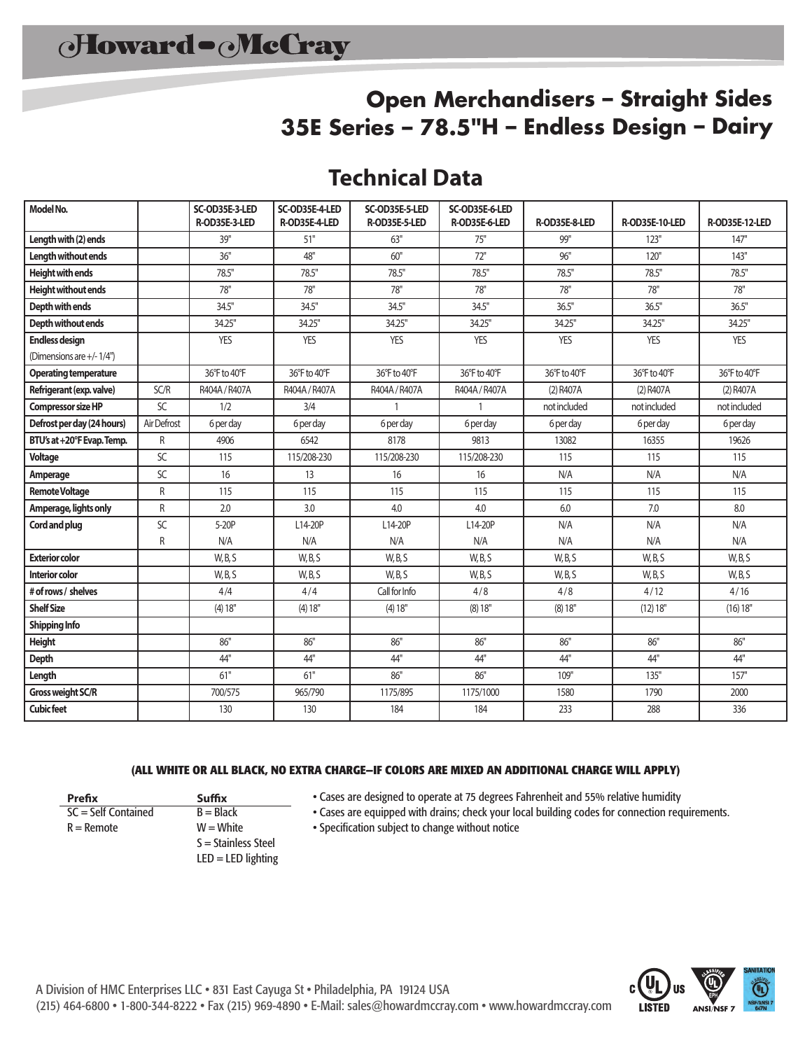# Howard-McCray

## Open Merchandisers – Straight Sides
## 35E Series – 78.5"H – Endless Design – Dairy

## Technical Data

| Model No. | | SC-OD35E-3-LED R-OD35E-3-LED | SC-OD35E-4-LED R-OD35E-4-LED | SC-OD35E-5-LED R-OD35E-5-LED | SC-OD35E-6-LED R-OD35E-6-LED | R-OD35E-8-LED | R-OD35E-10-LED | R-OD35E-12-LED |
|---|---|---|---|---|---|---|---|---|
| Length with (2) ends | | 39" | 51" | 63" | 75" | 99" | 123" | 147" |
| Length without ends | | 36" | 48" | 60" | 72" | 96" | 120" | 143" |
| Height with ends | | 78.5" | 78.5" | 78.5" | 78.5" | 78.5" | 78.5" | 78.5" |
| Height without ends | | 78" | 78" | 78" | 78" | 78" | 78" | 78" |
| Depth with ends | | 34.5" | 34.5" | 34.5" | 34.5" | 36.5" | 36.5" | 36.5" |
| Depth without ends | | 34.25" | 34.25" | 34.25" | 34.25" | 34.25" | 34.25" | 34.25" |
| Endless design (Dimensions are +/- 1/4") | | YES | YES | YES | YES | YES | YES | YES |
| Operating temperature | | 36°F to 40°F | 36°F to 40°F | 36°F to 40°F | 36°F to 40°F | 36°F to 40°F | 36°F to 40°F | 36°F to 40°F |
| Refrigerant (exp. valve) | SC/R | R404A / R407A | R404A / R407A | R404A / R407A | R404A / R407A | (2) R407A | (2) R407A | (2) R407A |
| Compressor size HP | SC | 1/2 | 3/4 | 1 | 1 | not included | not included | not included |
| Defrost per day (24 hours) | Air Defrost | 6 per day | 6 per day | 6 per day | 6 per day | 6 per day | 6 per day | 6 per day |
| BTU's at +20°F Evap. Temp. | R | 4906 | 6542 | 8178 | 9813 | 13082 | 16355 | 19626 |
| Voltage | SC | 115 | 115/208-230 | 115/208-230 | 115/208-230 | 115 | 115 | 115 |
| Amperage | SC | 16 | 13 | 16 | 16 | N/A | N/A | N/A |
| Remote Voltage | R | 115 | 115 | 115 | 115 | 115 | 115 | 115 |
| Amperage, lights only | R | 2.0 | 3.0 | 4.0 | 4.0 | 6.0 | 7.0 | 8.0 |
| Cord and plug | SC | 5-20P | L14-20P | L14-20P | L14-20P | N/A | N/A | N/A |
| | R | N/A | N/A | N/A | N/A | N/A | N/A | N/A |
| Exterior color | | W, B, S | W, B, S | W, B, S | W, B, S | W, B, S | W, B, S | W, B, S |
| Interior color | | W, B, S | W, B, S | W, B, S | W, B, S | W, B, S | W, B, S | W, B, S |
| # of rows / shelves | | 4 / 4 | 4 / 4 | Call for Info | 4 / 8 | 4 / 8 | 4 / 12 | 4 / 16 |
| Shelf Size | | (4) 18" | (4) 18" | (4) 18" | (8) 18" | (8) 18" | (12) 18" | (16) 18" |
| Shipping Info | | | | | | | | |
| Height | | 86" | 86" | 86" | 86" | 86" | 86" | 86" |
| Depth | | 44" | 44" | 44" | 44" | 44" | 44" | 44" |
| Length | | 61" | 61" | 86" | 86" | 109" | 135" | 157" |
| Gross weight SC/R | | 700/575 | 965/790 | 1175/895 | 1175/1000 | 1580 | 1790 | 2000 |
| Cubic feet | | 130 | 130 | 184 | 184 | 233 | 288 | 336 |

**(ALL WHITE OR ALL BLACK, NO EXTRA CHARGE–IF COLORS ARE MIXED AN ADDITIONAL CHARGE WILL APPLY)**

| Prefix | Suffix |
|---|---|
| SC = Self Contained | B = Black |
| R = Remote | W = White |
| | S = Stainless Steel |
| | LED = LED lighting |

- Cases are designed to operate at 75 degrees Fahrenheit and 55% relative humidity
- Cases are equipped with drains; check your local building codes for connection requirements.
- Specification subject to change without notice

A Division of HMC Enterprises LLC • 831 East Cayuga St • Philadelphia, PA 19124 USA
(215) 464-6800 • 1-800-344-8222 • Fax (215) 969-4890 • E-Mail: sales@howardmccray.com • www.howardmccray.com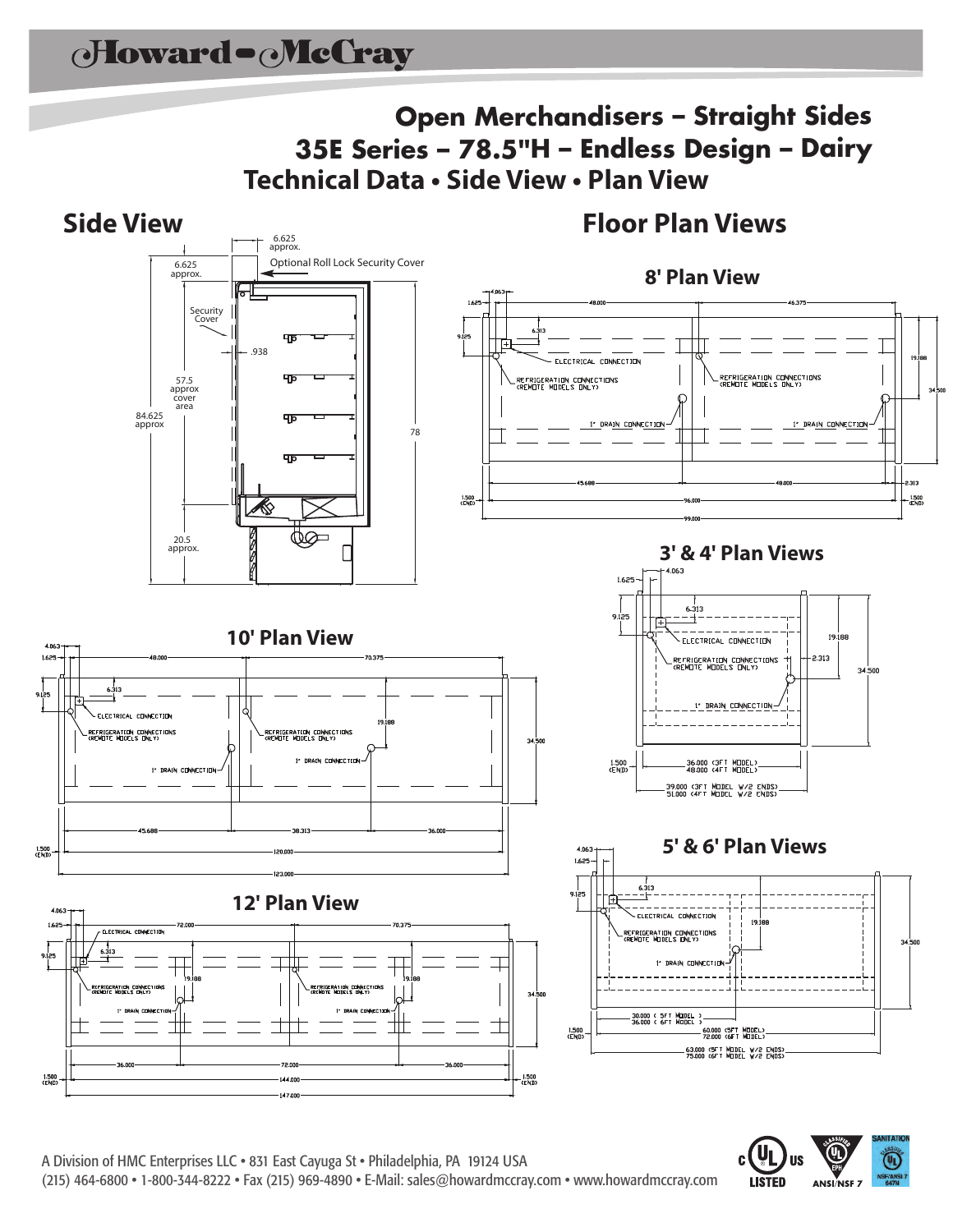# Howard-McCray

## Open Merchandisers – Straight Sides
## 35E Series – 78.5"H – Endless Design – Dairy
## Technical Data • Side View • Plan View

### Side View

6.625 approx.

Optional Roll Lock Security Cover

6.625 approx.

Security Cover

.938

57.5 approx cover area

84.625 approx

78

20.5 approx.

### Floor Plan Views

#### 8' Plan View

1.625
4.063
48.000
46.375
9.125
6.313
ELECTRICAL CONNECTION
REFRIGERATION CONNECTIONS (REMOTE MODELS ONLY)
REFRIGERATION CONNECTIONS (REMOTE MODELS ONLY)
19.188
34.500
1" DRAIN CONNECTION
1" DRAIN CONNECTION
45.688
48.000
2.313
1.500 (END)
96.000
1.500 (END)
99.000

#### 3' & 4' Plan Views

1.625
4.063
9.125
6.313
ELECTRICAL CONNECTION
19.188
REFRIGERATION CONNECTIONS (REMOTE MODELS ONLY)
2.313
34.500
1" DRAIN CONNECTION
1.500 (END)
36.000 (3FT MODEL)
48.000 (4FT MODEL)
39.000 (3FT MODEL W/2 ENDS)
51.000 (4FT MODEL W/2 ENDS)

#### 10' Plan View

4.063
1.625
48.000
70.375
9.125
6.313
ELECTRICAL CONNECTION
REFRIGERATION CONNECTIONS (REMOTE MODELS ONLY)
REFRIGERATION CONNECTIONS (REMOTE MODELS ONLY)
19.188
34.500
1" DRAIN CONNECTION
1" DRAIN CONNECTION
45.688
38.313
36.000
1.500 (END)
120.000
123.000

#### 12' Plan View

4.063
1.625
72.000
70.375
ELECTRICAL CONNECTION
9.125
6.313
19.188
19.188
REFRIGERATION CONNECTIONS (REMOTE MODELS ONLY)
REFRIGERATION CONNECTIONS (REMOTE MODELS ONLY)
34.500
1" DRAIN CONNECTION
1" DRAIN CONNECTION
36.000
72.000
36.000
1.500 (END)
144.000
1.500 (END)
147.000

#### 5' & 6' Plan Views

4.063
1.625
6.313
9.125
ELECTRICAL CONNECTION
19.188
REFRIGERATION CONNECTIONS (REMOTE MODELS ONLY)
34.500
1" DRAIN CONNECTION
30.000 (5FT MODEL)
36.000 (6FT MODEL)
1.500 (END)
60.000 (5FT MODEL)
72.000 (6FT MODEL)
63.000 (5FT MODEL W/2 ENDS)
75.000 (6FT MODEL W/2 ENDS)

A Division of HMC Enterprises LLC • 831 East Cayuga St • Philadelphia, PA 19124 USA
(215) 464-6800 • 1-800-344-8222 • Fax (215) 969-4890 • E-Mail: sales@howardmccray.com • www.howardmccray.com

C UL US LISTED
CLASSIFIED UL EPH ANSI/NSF 7
SANITATION CLASSIFIED UL NSF/ANSI 7 847M